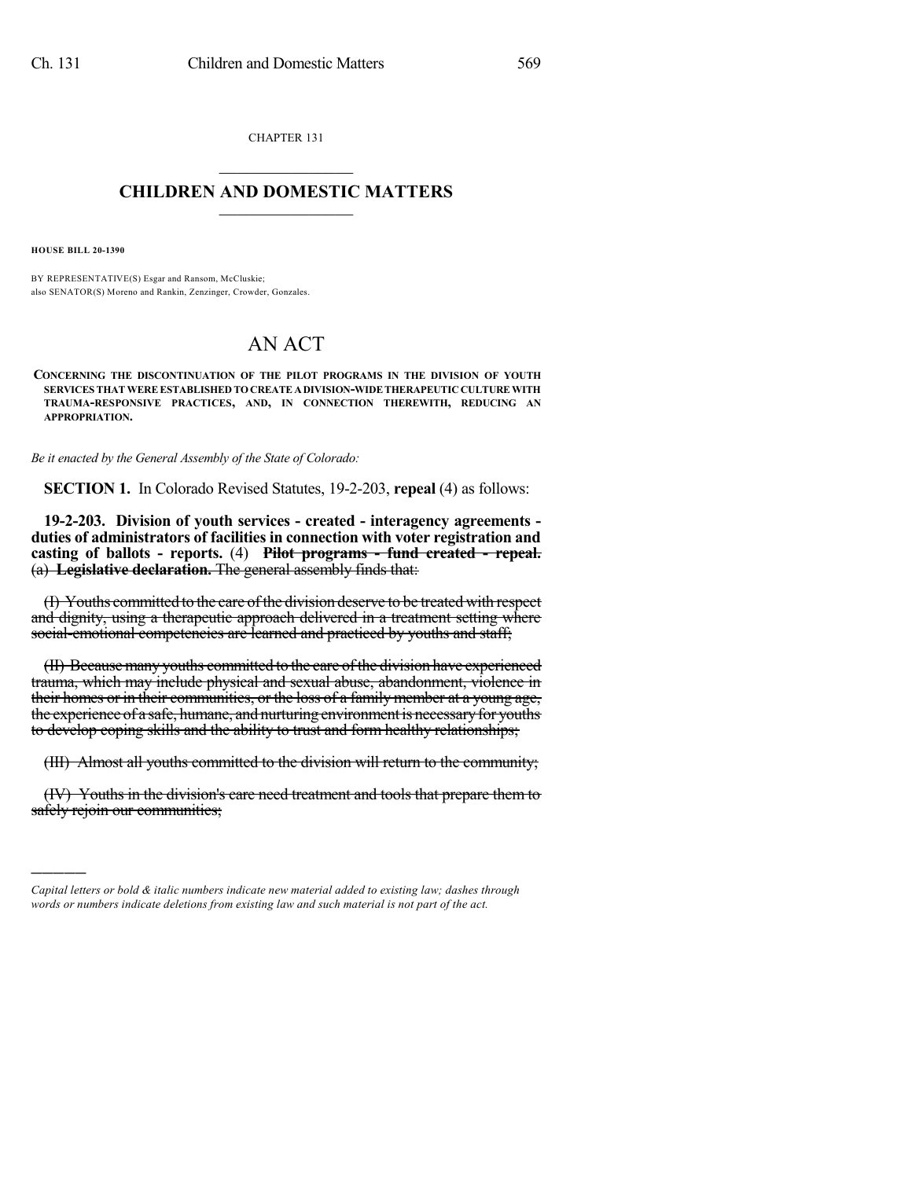CHAPTER 131

# CHILDREN AND DOMESTIC MATTERS

**HOUSE BILL 20-1390**

BY REPRESENTATIVE(S) Esgar and Ransom, McCluskie;
also SENATOR(S) Moreno and Rankin, Zenzinger, Crowder, Gonzales.

# AN ACT

**CONCERNING THE DISCONTINUATION OF THE PILOT PROGRAMS IN THE DIVISION OF YOUTH SERVICES THAT WERE ESTABLISHED TO CREATE A DIVISION-WIDE THERAPEUTIC CULTURE WITH TRAUMA-RESPONSIVE PRACTICES, AND, IN CONNECTION THEREWITH, REDUCING AN APPROPRIATION.**

*Be it enacted by the General Assembly of the State of Colorado:*

**SECTION 1.** In Colorado Revised Statutes, 19-2-203, **repeal** (4) as follows:

**19-2-203. Division of youth services - created - interagency agreements - duties of administrators of facilities in connection with voter registration and casting of ballots - reports.** (4) ~~**Pilot programs - fund created - repeal.**~~ ~~(a) **Legislative declaration.** The general assembly finds that:~~

~~(I) Youths committed to the care of the division deserve to be treated with respect and dignity, using a therapeutic approach delivered in a treatment setting where social-emotional competencies are learned and practiced by youths and staff;~~

~~(II) Because many youths committed to the care of the division have experienced trauma, which may include physical and sexual abuse, abandonment, violence in their homes or in their communities, or the loss of a family member at a young age, the experience of a safe, humane, and nurturing environment is necessary for youths to develop coping skills and the ability to trust and form healthy relationships;~~

~~(III) Almost all youths committed to the division will return to the community;~~

~~(IV) Youths in the division's care need treatment and tools that prepare them to safely rejoin our communities;~~

*Capital letters or bold & italic numbers indicate new material added to existing law; dashes through words or numbers indicate deletions from existing law and such material is not part of the act.*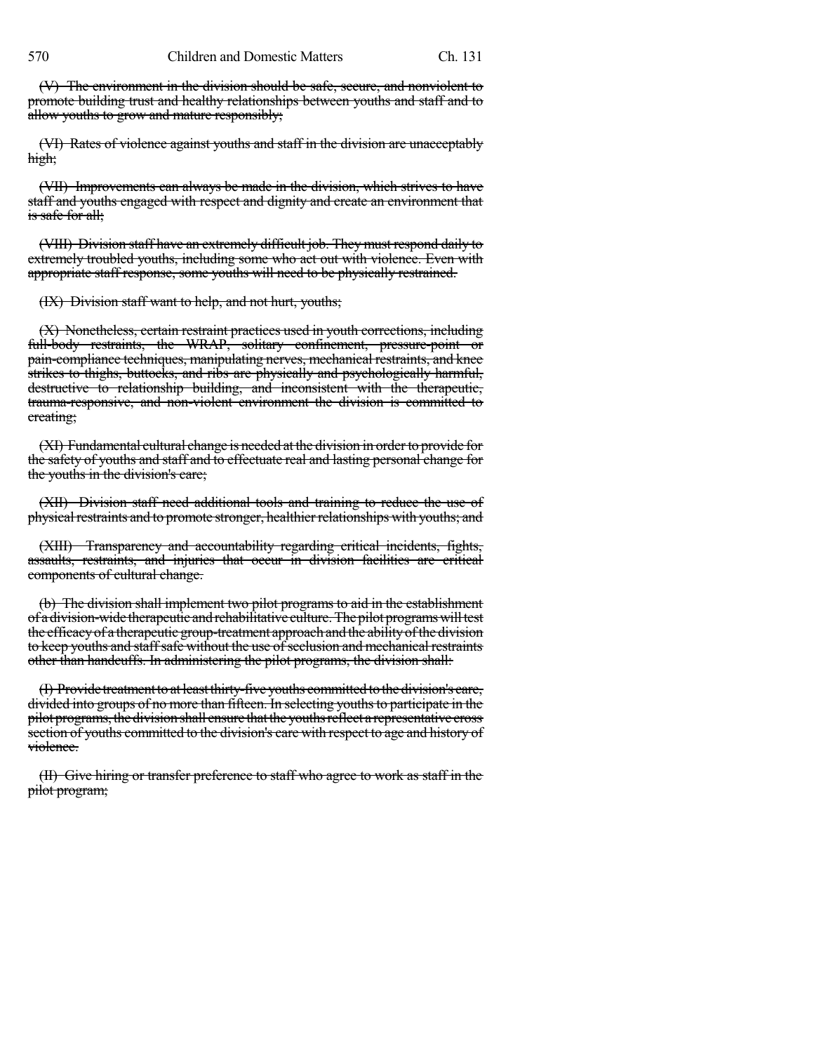~~(V) The environment in the division should be safe, secure, and nonviolent to promote building trust and healthy relationships between youths and staff and to allow youths to grow and mature responsibly;~~

~~(VI) Rates of violence against youths and staff in the division are unacceptably high;~~

~~(VII) Improvements can always be made in the division, which strives to have staff and youths engaged with respect and dignity and create an environment that is safe for all;~~

~~(VIII) Division staff have an extremely difficult job. They must respond daily to extremely troubled youths, including some who act out with violence. Even with appropriate staff response, some youths will need to be physically restrained.~~

~~(IX) Division staff want to help, and not hurt, youths;~~

~~(X) Nonetheless, certain restraint practices used in youth corrections, including full-body restraints, the WRAP, solitary confinement, pressure-point or pain-compliance techniques, manipulating nerves, mechanical restraints, and knee strikes to thighs, buttocks, and ribs are physically and psychologically harmful, destructive to relationship building, and inconsistent with the therapeutic, trauma-responsive, and non-violent environment the division is committed to creating;~~

~~(XI) Fundamental cultural change is needed at the division in order to provide for the safety of youths and staff and to effectuate real and lasting personal change for the youths in the division's care;~~

~~(XII) Division staff need additional tools and training to reduce the use of physical restraints and to promote stronger, healthier relationships with youths; and~~

~~(XIII) Transparency and accountability regarding critical incidents, fights, assaults, restraints, and injuries that occur in division facilities are critical components of cultural change.~~

~~(b) The division shall implement two pilot programs to aid in the establishment of a division-wide therapeutic and rehabilitative culture. The pilot programs will test the efficacy of a therapeutic group-treatment approach and the ability of the division to keep youths and staff safe without the use of seclusion and mechanical restraints other than handcuffs. In administering the pilot programs, the division shall:~~

~~(I) Provide treatment to at least thirty-five youths committed to the division's care, divided into groups of no more than fifteen. In selecting youths to participate in the pilot programs, the division shall ensure that the youths reflect a representative cross section of youths committed to the division's care with respect to age and history of violence.~~

~~(II) Give hiring or transfer preference to staff who agree to work as staff in the pilot program;~~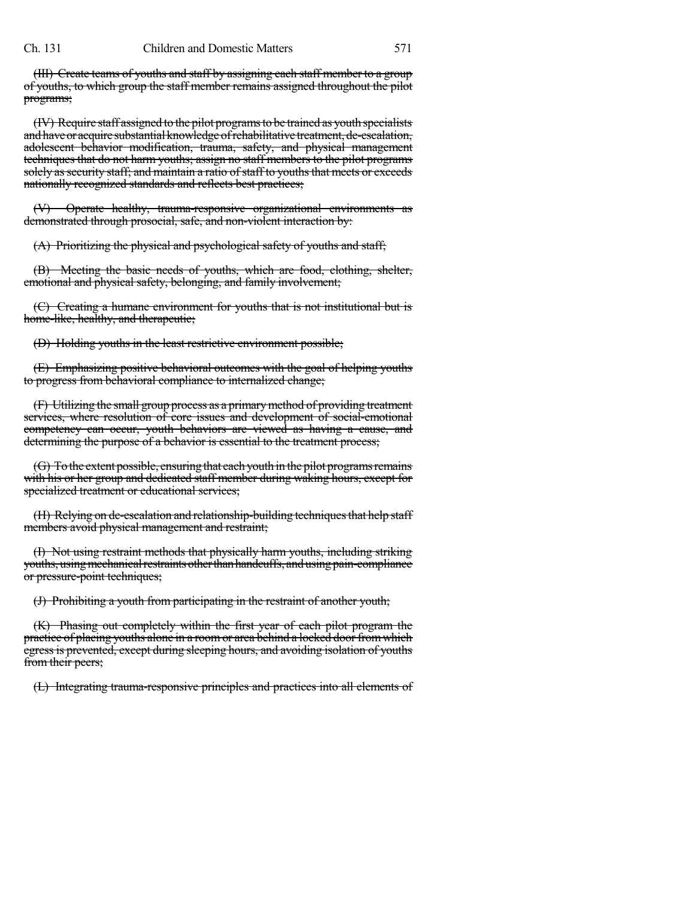~~(III) Create teams of youths and staff by assigning each staff member to a group of youths, to which group the staff member remains assigned throughout the pilot programs;~~

~~(IV) Require staff assigned to the pilot programs to be trained as youth specialists and have or acquire substantial knowledge of rehabilitative treatment, de-escalation, adolescent behavior modification, trauma, safety, and physical management techniques that do not harm youths; assign no staff members to the pilot programs solely as security staff; and maintain a ratio of staff to youths that meets or exceeds nationally recognized standards and reflects best practices;~~

~~(V) Operate healthy, trauma-responsive organizational environments as demonstrated through prosocial, safe, and non-violent interaction by:~~

~~(A) Prioritizing the physical and psychological safety of youths and staff;~~

~~(B) Meeting the basic needs of youths, which are food, clothing, shelter, emotional and physical safety, belonging, and family involvement;~~

~~(C) Creating a humane environment for youths that is not institutional but is home-like, healthy, and therapeutic;~~

~~(D) Holding youths in the least restrictive environment possible;~~

~~(E) Emphasizing positive behavioral outcomes with the goal of helping youths to progress from behavioral compliance to internalized change;~~

~~(F) Utilizing the small group process as a primary method of providing treatment services, where resolution of core issues and development of social-emotional competency can occur, youth behaviors are viewed as having a cause, and determining the purpose of a behavior is essential to the treatment process;~~

~~(G) To the extent possible, ensuring that each youth in the pilot programs remains with his or her group and dedicated staff member during waking hours, except for specialized treatment or educational services;~~

~~(H) Relying on de-escalation and relationship-building techniques that help staff members avoid physical management and restraint;~~

~~(I) Not using restraint methods that physically harm youths, including striking youths, using mechanical restraints other than handcuffs, and using pain-compliance or pressure-point techniques;~~

~~(J) Prohibiting a youth from participating in the restraint of another youth;~~

~~(K) Phasing out completely within the first year of each pilot program the practice of placing youths alone in a room or area behind a locked door from which egress is prevented, except during sleeping hours, and avoiding isolation of youths from their peers;~~

~~(L) Integrating trauma-responsive principles and practices into all elements of~~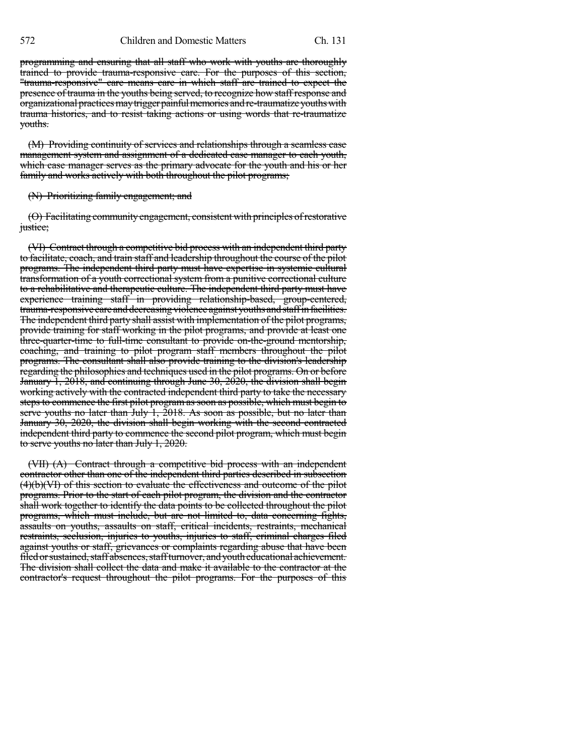programming and ensuring that all staff who work with youths are thoroughly trained to provide trauma-responsive care. For the purposes of this section, "trauma-responsive" care means care in which staff are trained to expect the presence of trauma in the youths being served, to recognize how staff response and organizational practices may trigger painful memories and re-traumatize youths with trauma histories, and to resist taking actions or using words that re-traumatize youths.

(M) Providing continuity of services and relationships through a seamless case management system and assignment of a dedicated case manager to each youth, which case manager serves as the primary advocate for the youth and his or her family and works actively with both throughout the pilot programs;

(N) Prioritizing family engagement; and

(O) Facilitating community engagement, consistent with principles of restorative justice;

(VI) Contract through a competitive bid process with an independent third party to facilitate, coach, and train staff and leadership throughout the course of the pilot programs. The independent third party must have expertise in systemic cultural transformation of a youth correctional system from a punitive correctional culture to a rehabilitative and therapeutic culture. The independent third party must have experience training staff in providing relationship-based, group-centered, trauma-responsive care and decreasing violence against youths and staff in facilities. The independent third party shall assist with implementation of the pilot programs, provide training for staff working in the pilot programs, and provide at least one three-quarter-time to full-time consultant to provide on-the-ground mentorship, coaching, and training to pilot program staff members throughout the pilot programs. The consultant shall also provide training to the division's leadership regarding the philosophies and techniques used in the pilot programs. On or before January 1, 2018, and continuing through June 30, 2020, the division shall begin working actively with the contracted independent third party to take the necessary steps to commence the first pilot program as soon as possible, which must begin to serve youths no later than July 1, 2018. As soon as possible, but no later than January 30, 2020, the division shall begin working with the second contracted independent third party to commence the second pilot program, which must begin to serve youths no later than July 1, 2020.

(VII) (A) Contract through a competitive bid process with an independent contractor other than one of the independent third parties described in subsection (4)(b)(VI) of this section to evaluate the effectiveness and outcome of the pilot programs. Prior to the start of each pilot program, the division and the contractor shall work together to identify the data points to be collected throughout the pilot programs, which must include, but are not limited to, data concerning fights, assaults on youths, assaults on staff, critical incidents, restraints, mechanical restraints, seclusion, injuries to youths, injuries to staff, criminal charges filed against youths or staff, grievances or complaints regarding abuse that have been filed or sustained, staff absences, staff turnover, and youth educational achievement. The division shall collect the data and make it available to the contractor at the contractor's request throughout the pilot programs. For the purposes of this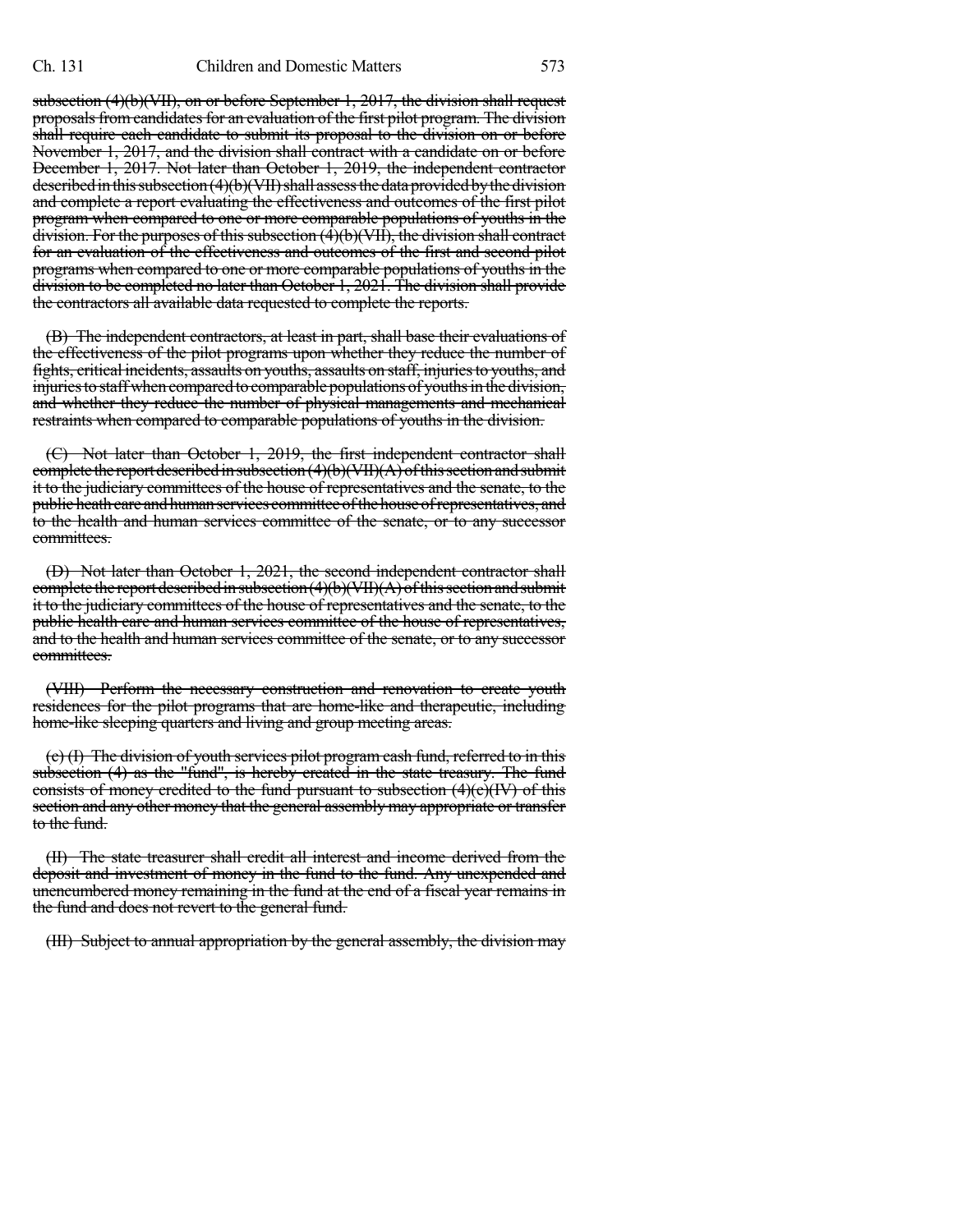~~subsection (4)(b)(VII), on or before September 1, 2017, the division shall request proposals from candidates for an evaluation of the first pilot program. The division shall require each candidate to submit its proposal to the division on or before November 1, 2017, and the division shall contract with a candidate on or before December 1, 2017. Not later than October 1, 2019, the independent contractor described in this subsection (4)(b)(VII) shall assess the data provided by the division and complete a report evaluating the effectiveness and outcomes of the first pilot program when compared to one or more comparable populations of youths in the division. For the purposes of this subsection (4)(b)(VII), the division shall contract for an evaluation of the effectiveness and outcomes of the first and second pilot programs when compared to one or more comparable populations of youths in the division to be completed no later than October 1, 2021. The division shall provide the contractors all available data requested to complete the reports.~~

~~(B) The independent contractors, at least in part, shall base their evaluations of the effectiveness of the pilot programs upon whether they reduce the number of fights, critical incidents, assaults on youths, assaults on staff, injuries to youths, and injuries to staff when compared to comparable populations of youths in the division, and whether they reduce the number of physical managements and mechanical restraints when compared to comparable populations of youths in the division.~~

~~(C) Not later than October 1, 2019, the first independent contractor shall complete the report described in subsection (4)(b)(VII)(A) of this section and submit it to the judiciary committees of the house of representatives and the senate, to the public heath care and human services committee of the house of representatives, and to the health and human services committee of the senate, or to any successor committees.~~

~~(D) Not later than October 1, 2021, the second independent contractor shall complete the report described in subsection (4)(b)(VII)(A) of this section and submit it to the judiciary committees of the house of representatives and the senate, to the public health care and human services committee of the house of representatives, and to the health and human services committee of the senate, or to any successor committees.~~

~~(VIII) Perform the necessary construction and renovation to create youth residences for the pilot programs that are home-like and therapeutic, including home-like sleeping quarters and living and group meeting areas.~~

~~(c) (I) The division of youth services pilot program cash fund, referred to in this subsection (4) as the "fund", is hereby created in the state treasury. The fund consists of money credited to the fund pursuant to subsection (4)(c)(IV) of this section and any other money that the general assembly may appropriate or transfer to the fund.~~

~~(II) The state treasurer shall credit all interest and income derived from the deposit and investment of money in the fund to the fund. Any unexpended and unencumbered money remaining in the fund at the end of a fiscal year remains in the fund and does not revert to the general fund.~~

~~(III) Subject to annual appropriation by the general assembly, the division may~~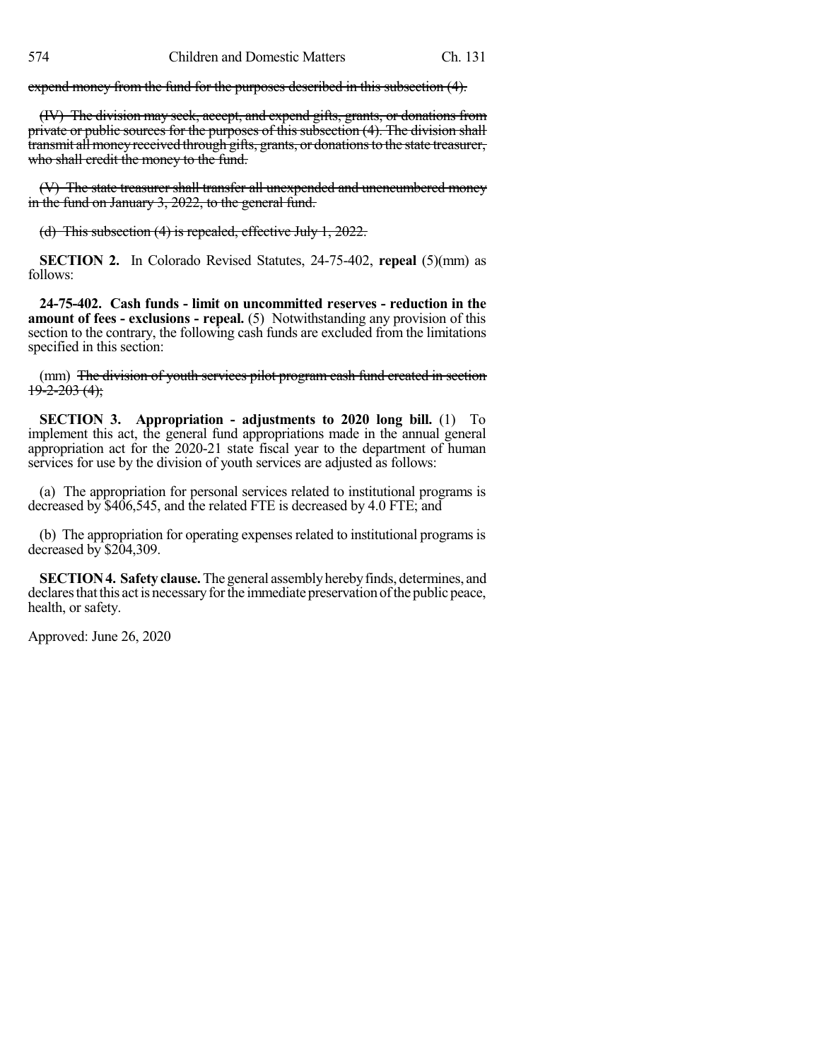~~expend money from the fund for the purposes described in this subsection (4).~~

~~(IV) The division may seek, accept, and expend gifts, grants, or donations from private or public sources for the purposes of this subsection (4). The division shall transmit all money received through gifts, grants, or donations to the state treasurer, who shall credit the money to the fund.~~

~~(V) The state treasurer shall transfer all unexpended and unencumbered money in the fund on January 3, 2022, to the general fund.~~

~~(d) This subsection (4) is repealed, effective July 1, 2022.~~

**SECTION 2.** In Colorado Revised Statutes, 24-75-402, **repeal** (5)(mm) as follows:

**24-75-402. Cash funds - limit on uncommitted reserves - reduction in the amount of fees - exclusions - repeal.** (5) Notwithstanding any provision of this section to the contrary, the following cash funds are excluded from the limitations specified in this section:

(mm) ~~The division of youth services pilot program cash fund created in section 19-2-203 (4);~~

**SECTION 3. Appropriation - adjustments to 2020 long bill.** (1) To implement this act, the general fund appropriations made in the annual general appropriation act for the 2020-21 state fiscal year to the department of human services for use by the division of youth services are adjusted as follows:

(a) The appropriation for personal services related to institutional programs is decreased by $406,545, and the related FTE is decreased by 4.0 FTE; and

(b) The appropriation for operating expenses related to institutional programs is decreased by $204,309.

**SECTION 4. Safety clause.** The general assembly hereby finds, determines, and declares that this act is necessary for the immediate preservation of the public peace, health, or safety.

Approved: June 26, 2020